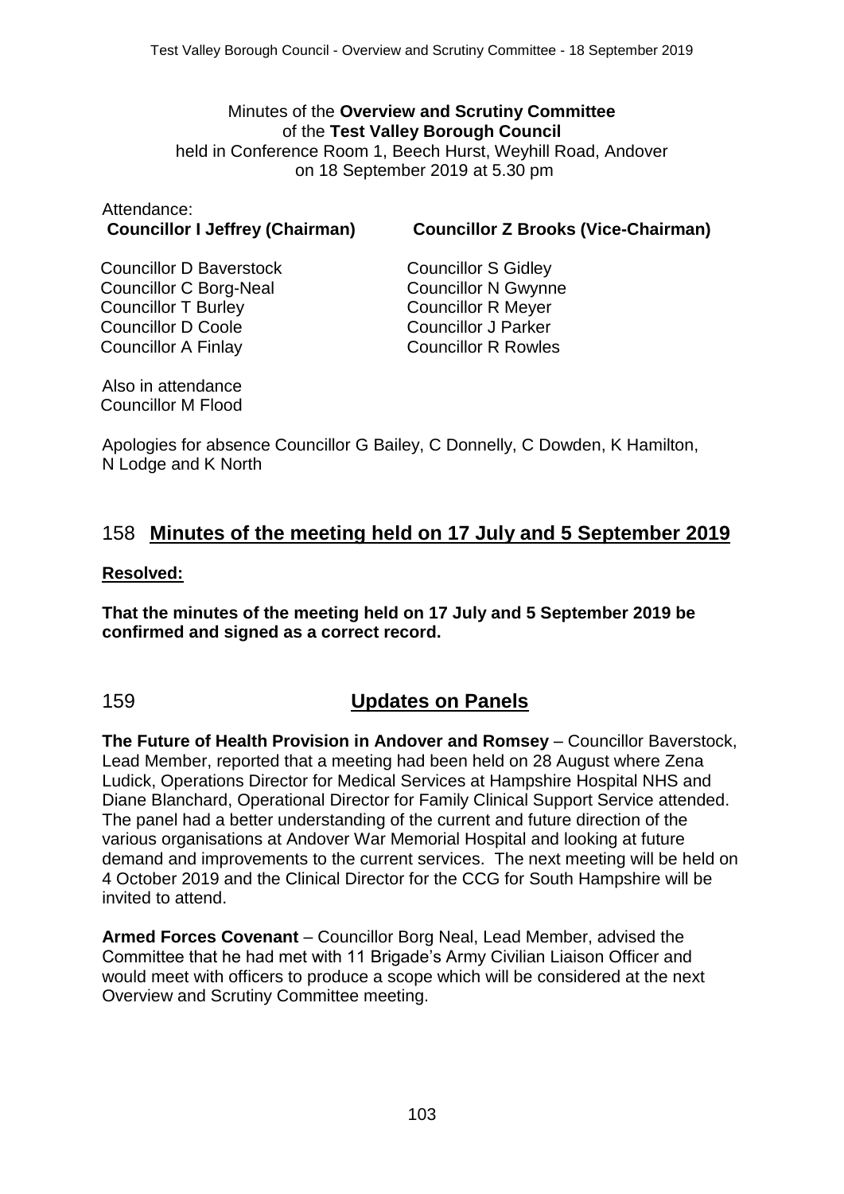Minutes of the **Overview and Scrutiny Committee** of the **Test Valley Borough Council** held in Conference Room 1, Beech Hurst, Weyhill Road, Andover on 18 September 2019 at 5.30 pm

Attendance:

**Councillor I Jeffrey (Chairman)**
**Councillor Z Brooks (Vice-Chairman)**

Councillor D Baverstock
Councillor C Borg-Neal
Councillor T Burley
Councillor D Coole
Councillor A Finlay
Councillor S Gidley
Councillor N Gwynne
Councillor R Meyer
Councillor J Parker
Councillor R Rowles

Also in attendance
Councillor M Flood

Apologies for absence Councillor G Bailey, C Donnelly, C Dowden, K Hamilton, N Lodge and K North

## 158 Minutes of the meeting held on 17 July and 5 September 2019

**Resolved:**

**That the minutes of the meeting held on 17 July and 5 September 2019 be confirmed and signed as a correct record.**

## 159 Updates on Panels

**The Future of Health Provision in Andover and Romsey** – Councillor Baverstock, Lead Member, reported that a meeting had been held on 28 August where Zena Ludick, Operations Director for Medical Services at Hampshire Hospital NHS and Diane Blanchard, Operational Director for Family Clinical Support Service attended. The panel had a better understanding of the current and future direction of the various organisations at Andover War Memorial Hospital and looking at future demand and improvements to the current services. The next meeting will be held on 4 October 2019 and the Clinical Director for the CCG for South Hampshire will be invited to attend.

**Armed Forces Covenant** – Councillor Borg Neal, Lead Member, advised the Committee that he had met with 11 Brigade's Army Civilian Liaison Officer and would meet with officers to produce a scope which will be considered at the next Overview and Scrutiny Committee meeting.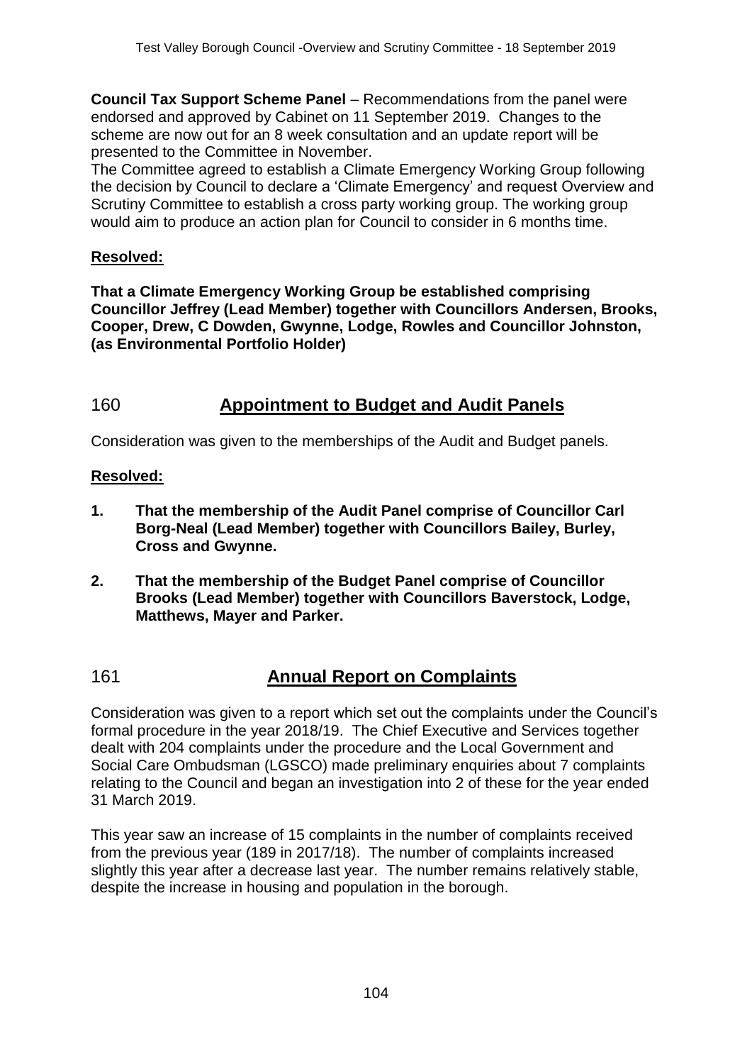**Council Tax Support Scheme Panel** – Recommendations from the panel were endorsed and approved by Cabinet on 11 September 2019. Changes to the scheme are now out for an 8 week consultation and an update report will be presented to the Committee in November.

The Committee agreed to establish a Climate Emergency Working Group following the decision by Council to declare a 'Climate Emergency' and request Overview and Scrutiny Committee to establish a cross party working group. The working group would aim to produce an action plan for Council to consider in 6 months time.

**Resolved:**

**That a Climate Emergency Working Group be established comprising Councillor Jeffrey (Lead Member) together with Councillors Andersen, Brooks, Cooper, Drew, C Dowden, Gwynne, Lodge, Rowles and Councillor Johnston, (as Environmental Portfolio Holder)**

## 160 Appointment to Budget and Audit Panels

Consideration was given to the memberships of the Audit and Budget panels.

**Resolved:**

1. **That the membership of the Audit Panel comprise of Councillor Carl Borg-Neal (Lead Member) together with Councillors Bailey, Burley, Cross and Gwynne.**
2. **That the membership of the Budget Panel comprise of Councillor Brooks (Lead Member) together with Councillors Baverstock, Lodge, Matthews, Mayer and Parker.**

## 161 Annual Report on Complaints

Consideration was given to a report which set out the complaints under the Council's formal procedure in the year 2018/19. The Chief Executive and Services together dealt with 204 complaints under the procedure and the Local Government and Social Care Ombudsman (LGSCO) made preliminary enquiries about 7 complaints relating to the Council and began an investigation into 2 of these for the year ended 31 March 2019.

This year saw an increase of 15 complaints in the number of complaints received from the previous year (189 in 2017/18). The number of complaints increased slightly this year after a decrease last year. The number remains relatively stable, despite the increase in housing and population in the borough.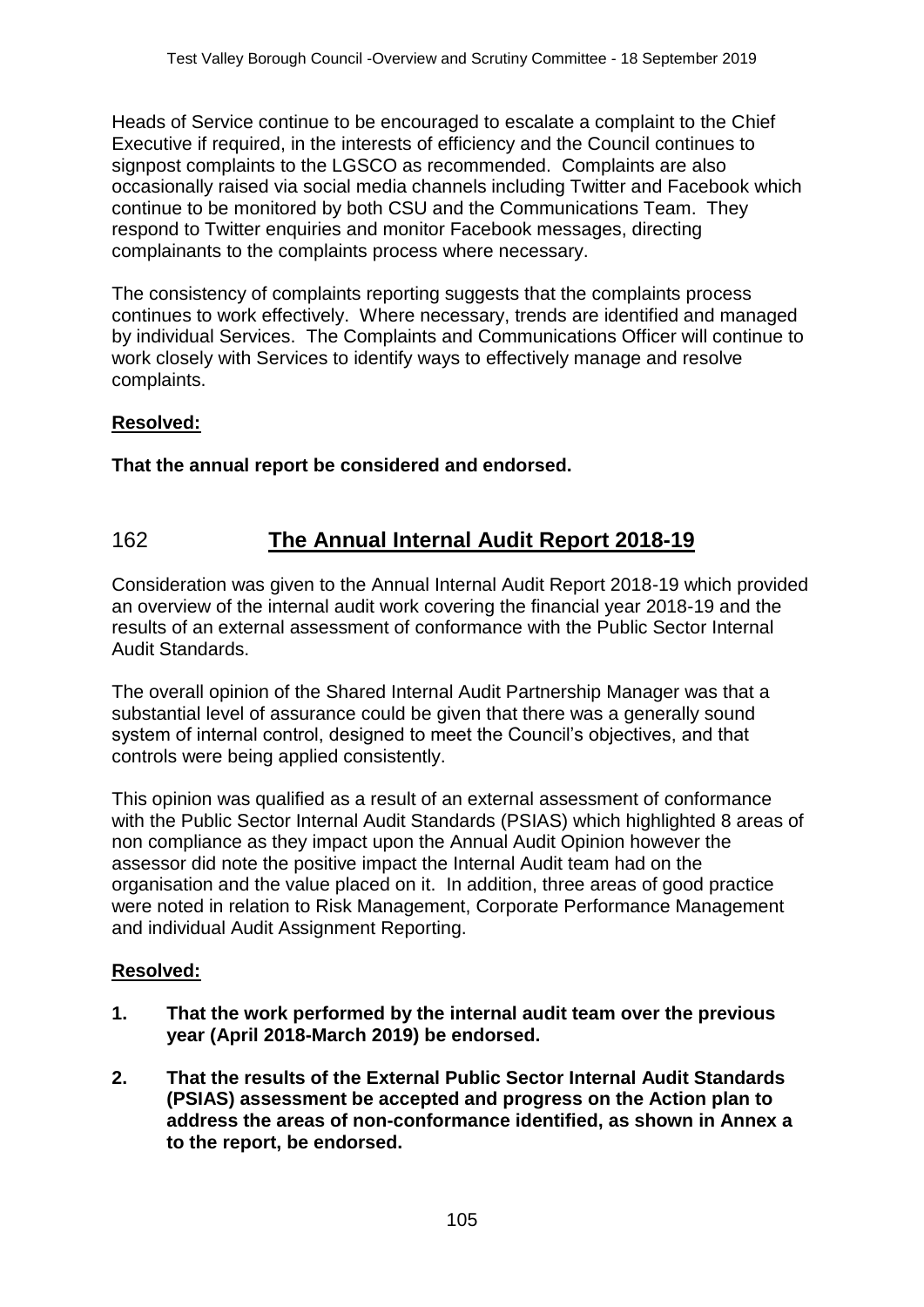Heads of Service continue to be encouraged to escalate a complaint to the Chief Executive if required, in the interests of efficiency and the Council continues to signpost complaints to the LGSCO as recommended. Complaints are also occasionally raised via social media channels including Twitter and Facebook which continue to be monitored by both CSU and the Communications Team. They respond to Twitter enquiries and monitor Facebook messages, directing complainants to the complaints process where necessary.

The consistency of complaints reporting suggests that the complaints process continues to work effectively. Where necessary, trends are identified and managed by individual Services. The Complaints and Communications Officer will continue to work closely with Services to identify ways to effectively manage and resolve complaints.

**Resolved:**

**That the annual report be considered and endorsed.**

## 162 The Annual Internal Audit Report 2018-19

Consideration was given to the Annual Internal Audit Report 2018-19 which provided an overview of the internal audit work covering the financial year 2018-19 and the results of an external assessment of conformance with the Public Sector Internal Audit Standards.

The overall opinion of the Shared Internal Audit Partnership Manager was that a substantial level of assurance could be given that there was a generally sound system of internal control, designed to meet the Council's objectives, and that controls were being applied consistently.

This opinion was qualified as a result of an external assessment of conformance with the Public Sector Internal Audit Standards (PSIAS) which highlighted 8 areas of non compliance as they impact upon the Annual Audit Opinion however the assessor did note the positive impact the Internal Audit team had on the organisation and the value placed on it. In addition, three areas of good practice were noted in relation to Risk Management, Corporate Performance Management and individual Audit Assignment Reporting.

**Resolved:**

1. **That the work performed by the internal audit team over the previous year (April 2018-March 2019) be endorsed.**
2. **That the results of the External Public Sector Internal Audit Standards (PSIAS) assessment be accepted and progress on the Action plan to address the areas of non-conformance identified, as shown in Annex a to the report, be endorsed.**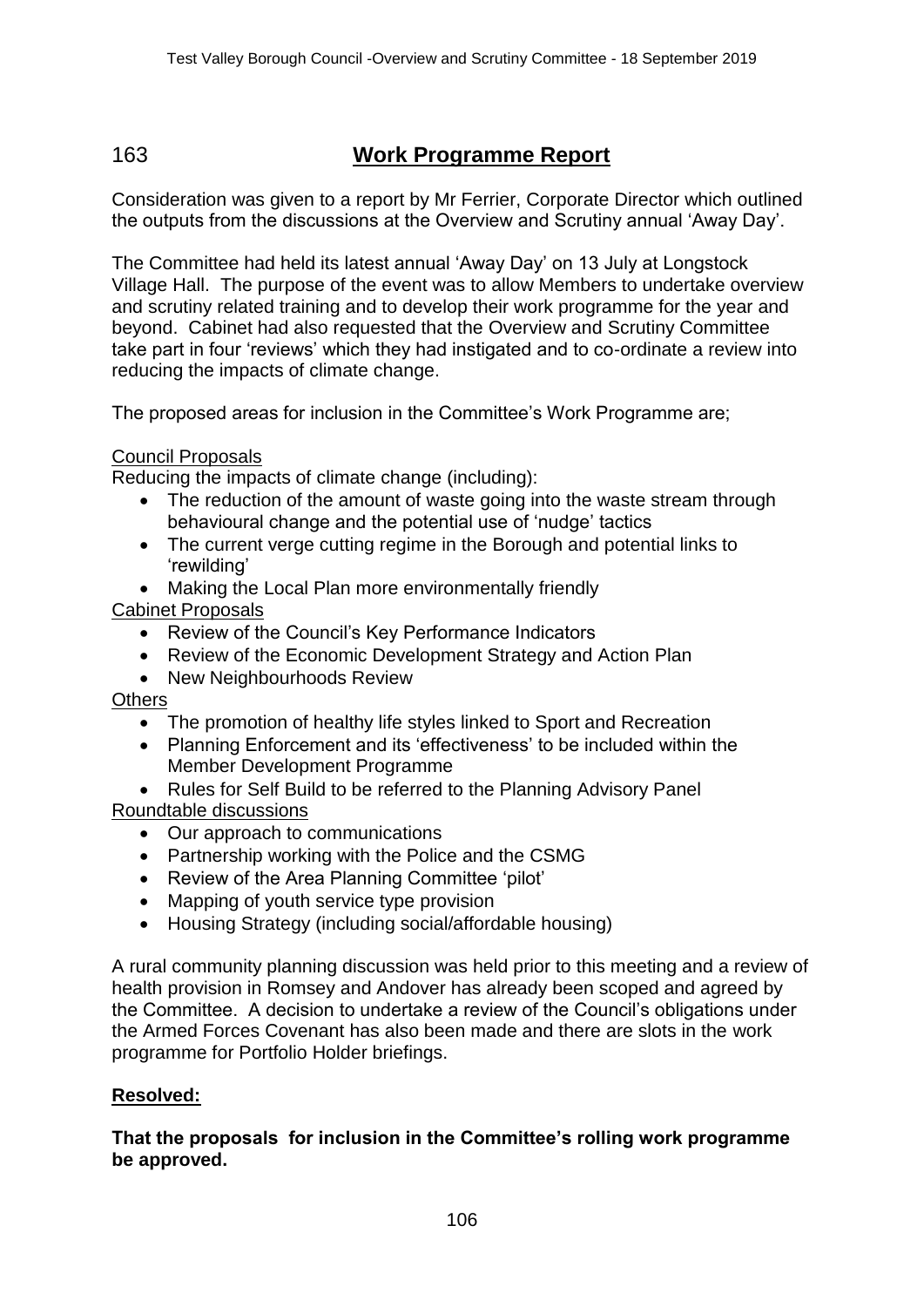## 163 **Work Programme Report**

Consideration was given to a report by Mr Ferrier, Corporate Director which outlined the outputs from the discussions at the Overview and Scrutiny annual 'Away Day'.

The Committee had held its latest annual 'Away Day' on 13 July at Longstock Village Hall. The purpose of the event was to allow Members to undertake overview and scrutiny related training and to develop their work programme for the year and beyond. Cabinet had also requested that the Overview and Scrutiny Committee take part in four 'reviews' which they had instigated and to co-ordinate a review into reducing the impacts of climate change.

The proposed areas for inclusion in the Committee's Work Programme are;

Council Proposals

Reducing the impacts of climate change (including):

- The reduction of the amount of waste going into the waste stream through behavioural change and the potential use of 'nudge' tactics
- The current verge cutting regime in the Borough and potential links to 'rewilding'
- Making the Local Plan more environmentally friendly

Cabinet Proposals

- Review of the Council's Key Performance Indicators
- Review of the Economic Development Strategy and Action Plan
- New Neighbourhoods Review

Others

- The promotion of healthy life styles linked to Sport and Recreation
- Planning Enforcement and its 'effectiveness' to be included within the Member Development Programme
- Rules for Self Build to be referred to the Planning Advisory Panel

Roundtable discussions

- Our approach to communications
- Partnership working with the Police and the CSMG
- Review of the Area Planning Committee 'pilot'
- Mapping of youth service type provision
- Housing Strategy (including social/affordable housing)

A rural community planning discussion was held prior to this meeting and a review of health provision in Romsey and Andover has already been scoped and agreed by the Committee. A decision to undertake a review of the Council's obligations under the Armed Forces Covenant has also been made and there are slots in the work programme for Portfolio Holder briefings.

**Resolved:**

**That the proposals for inclusion in the Committee's rolling work programme be approved.**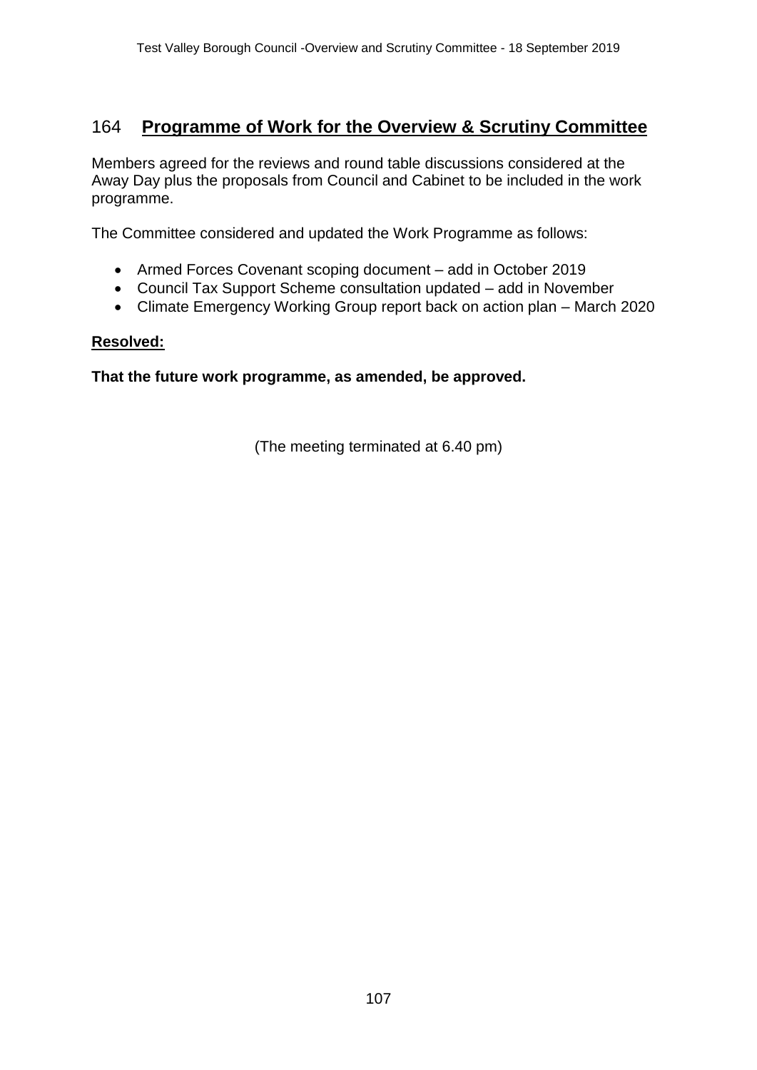## 164 **Programme of Work for the Overview & Scrutiny Committee**

Members agreed for the reviews and round table discussions considered at the Away Day plus the proposals from Council and Cabinet to be included in the work programme.

The Committee considered and updated the Work Programme as follows:

- Armed Forces Covenant scoping document – add in October 2019
- Council Tax Support Scheme consultation updated – add in November
- Climate Emergency Working Group report back on action plan – March 2020

**Resolved:**

**That the future work programme, as amended, be approved.**

(The meeting terminated at 6.40 pm)